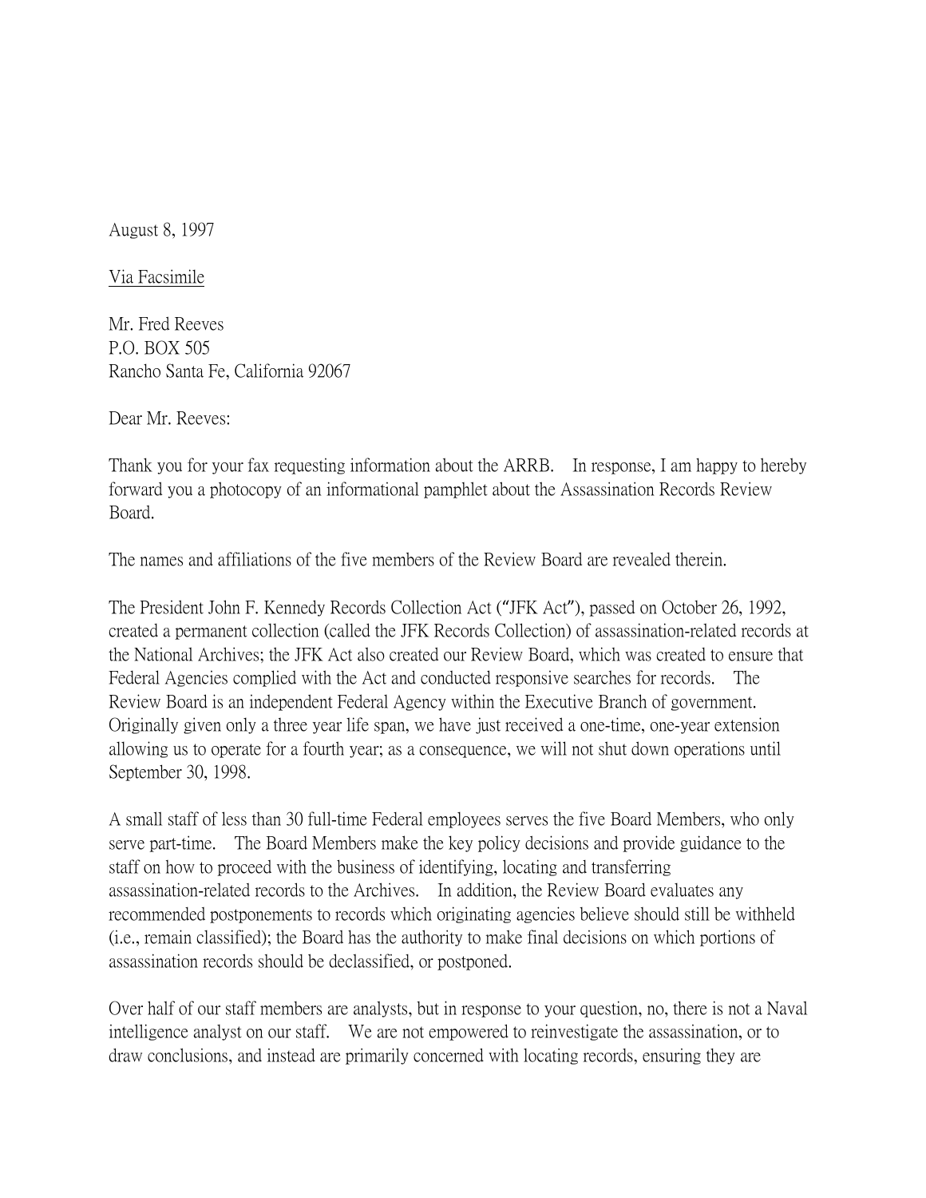August 8, 1997

Via Facsimile

Mr. Fred Reeves
P.O. BOX 505
Rancho Santa Fe, California 92067

Dear Mr. Reeves:

Thank you for your fax requesting information about the ARRB. In response, I am happy to hereby forward you a photocopy of an informational pamphlet about the Assassination Records Review Board.

The names and affiliations of the five members of the Review Board are revealed therein.

The President John F. Kennedy Records Collection Act ("JFK Act"), passed on October 26, 1992, created a permanent collection (called the JFK Records Collection) of assassination-related records at the National Archives; the JFK Act also created our Review Board, which was created to ensure that Federal Agencies complied with the Act and conducted responsive searches for records. The Review Board is an independent Federal Agency within the Executive Branch of government. Originally given only a three year life span, we have just received a one-time, one-year extension allowing us to operate for a fourth year; as a consequence, we will not shut down operations until September 30, 1998.

A small staff of less than 30 full-time Federal employees serves the five Board Members, who only serve part-time. The Board Members make the key policy decisions and provide guidance to the staff on how to proceed with the business of identifying, locating and transferring assassination-related records to the Archives. In addition, the Review Board evaluates any recommended postponements to records which originating agencies believe should still be withheld (i.e., remain classified); the Board has the authority to make final decisions on which portions of assassination records should be declassified, or postponed.

Over half of our staff members are analysts, but in response to your question, no, there is not a Naval intelligence analyst on our staff. We are not empowered to reinvestigate the assassination, or to draw conclusions, and instead are primarily concerned with locating records, ensuring they are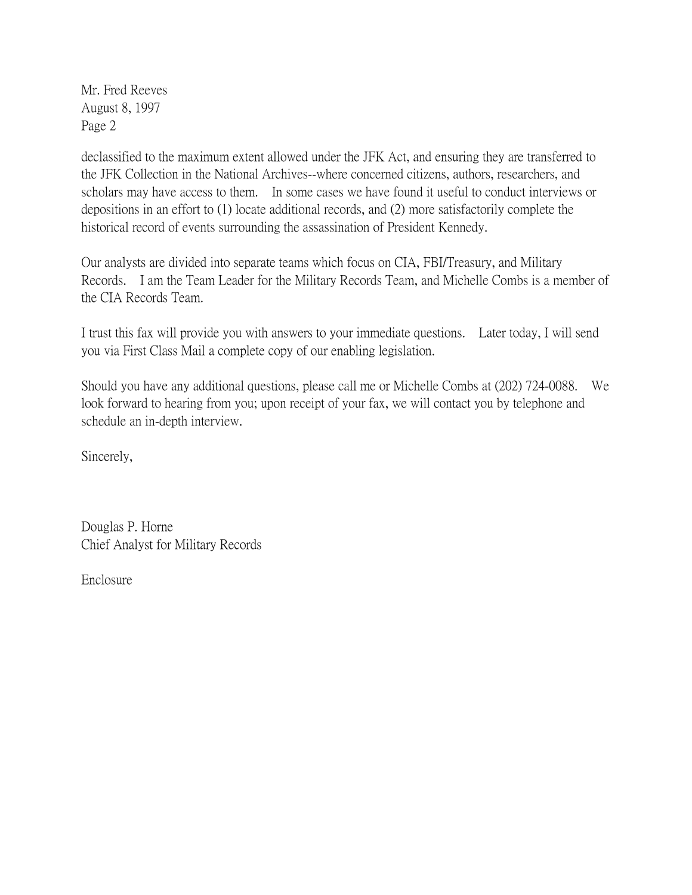declassified to the maximum extent allowed under the JFK Act, and ensuring they are transferred to the JFK Collection in the National Archives--where concerned citizens, authors, researchers, and scholars may have access to them. In some cases we have found it useful to conduct interviews or depositions in an effort to (1) locate additional records, and (2) more satisfactorily complete the historical record of events surrounding the assassination of President Kennedy.

Our analysts are divided into separate teams which focus on CIA, FBI/Treasury, and Military Records. I am the Team Leader for the Military Records Team, and Michelle Combs is a member of the CIA Records Team.

I trust this fax will provide you with answers to your immediate questions. Later today, I will send you via First Class Mail a complete copy of our enabling legislation.

Should you have any additional questions, please call me or Michelle Combs at (202) 724-0088. We look forward to hearing from you; upon receipt of your fax, we will contact you by telephone and schedule an in-depth interview.

Sincerely,

Douglas P. Horne
Chief Analyst for Military Records

Enclosure